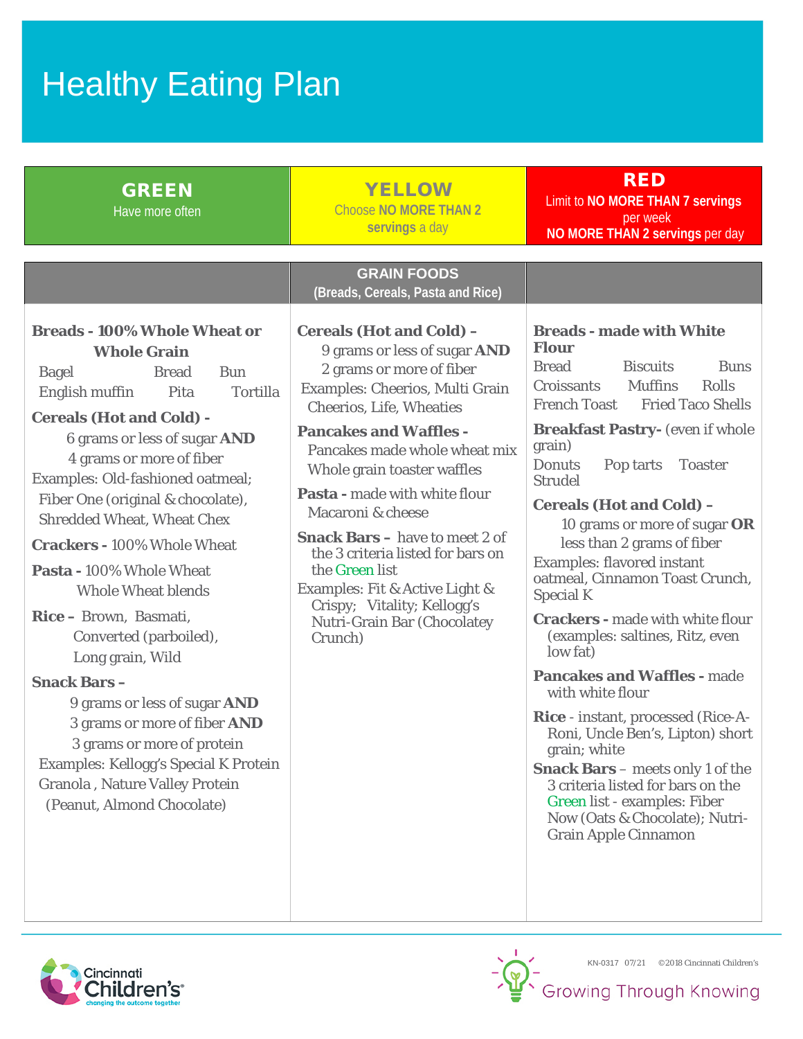# Healthy Eating Plan

| **GREEN**<br>Have more often | **YELLOW**<br>Choose **NO MORE THAN 2 servings** a day | **RED**<br>Limit to **NO MORE THAN 7 servings** per week<br>**NO MORE THAN 2 servings** per day |
|---|---|---|

## GRAIN FOODS (Breads, Cereals, Pasta and Rice)

| GREEN | YELLOW | RED |
|---|---|---|
| **Breads - 100% Whole Wheat or Whole Grain**<br>Bagel, Bread, Bun, English muffin, Pita, Tortilla<br><br>**Cereals (Hot and Cold) -**<br>6 grams or less of sugar **AND**<br>4 grams or more of fiber<br>Examples: Old-fashioned oatmeal; Fiber One (original & chocolate), Shredded Wheat, Wheat Chex<br><br>**Crackers -** 100% Whole Wheat<br><br>**Pasta -** 100% Whole Wheat<br>Whole Wheat blends<br><br>**Rice –** Brown, Basmati, Converted (parboiled), Long grain, Wild<br><br>**Snack Bars –**<br>9 grams or less of sugar **AND**<br>3 grams or more of fiber **AND**<br>3 grams or more of protein<br>Examples: Kellogg's Special K Protein Granola , Nature Valley Protein (Peanut, Almond Chocolate) | **Cereals (Hot and Cold) –**<br>9 grams or less of sugar **AND**<br>2 grams or more of fiber<br>Examples: Cheerios, Multi Grain Cheerios, Life, Wheaties<br><br>**Pancakes and Waffles -**<br>Pancakes made whole wheat mix<br>Whole grain toaster waffles<br><br>**Pasta -** made with white flour<br>Macaroni & cheese<br><br>**Snack Bars –** have to meet 2 of the 3 criteria listed for bars on the Green list<br>Examples: Fit & Active Light & Crispy; Vitality; Kellogg's Nutri-Grain Bar (Chocolatey Crunch) | **Breads - made with White Flour**<br>Bread, Biscuits, Buns, Croissants, Muffins, Rolls, French Toast, Fried Taco Shells<br><br>**Breakfast Pastry-** (even if whole grain)<br>Donuts, Pop tarts, Toaster Strudel<br><br>**Cereals (Hot and Cold) –**<br>10 grams or more of sugar **OR**<br>less than 2 grams of fiber<br>Examples: flavored instant oatmeal, Cinnamon Toast Crunch, Special K<br><br>**Crackers -** made with white flour (examples: saltines, Ritz, even low fat)<br><br>**Pancakes and Waffles -** made with white flour<br><br>**Rice** - instant, processed (Rice-A-Roni, Uncle Ben's, Lipton) short grain; white<br><br>**Snack Bars** – meets only 1 of the 3 criteria listed for bars on the Green list - examples: Fiber Now (Oats & Chocolate); Nutri-Grain Apple Cinnamon |

KN-0317 07/21 ©2018 Cincinnati Children's

Cincinnati Children's — changing the outcome together

Growing Through Knowing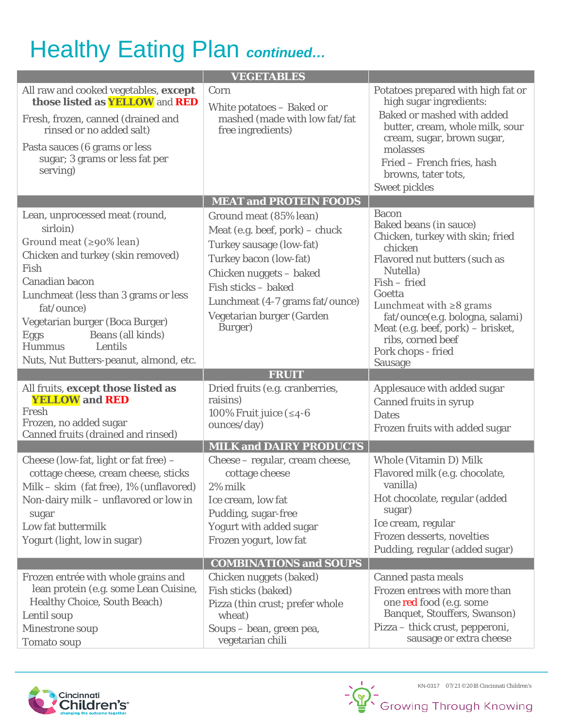# Healthy Eating Plan *continued…*

| | VEGETABLES | |
|---|---|---|
| All raw and cooked vegetables, **except those listed as YELLOW and RED**<br>Fresh, frozen, canned (drained and rinsed or no added salt)<br>Pasta sauces (6 grams or less sugar; 3 grams or less fat per serving) | Corn<br>White potatoes – Baked or mashed (made with low fat/fat free ingredients) | Potatoes prepared with high fat or high sugar ingredients:<br>Baked or mashed with added butter, cream, whole milk, sour cream, sugar, brown sugar, molasses<br>Fried – French fries, hash browns, tater tots,<br>Sweet pickles |
| | **MEAT and PROTEIN FOODS** | |
| Lean, unprocessed meat (round, sirloin)<br>Ground meat (≥90% lean)<br>Chicken and turkey (skin removed)<br>Fish<br>Canadian bacon<br>Lunchmeat (less than 3 grams or less fat/ounce)<br>Vegetarian burger (Boca Burger)<br>Eggs<br>Beans (all kinds)<br>Hummus<br>Lentils<br>Nuts, Nut Butters-peanut, almond, etc. | Ground meat (85% lean)<br>Meat (e.g. beef, pork) – chuck<br>Turkey sausage (low-fat)<br>Turkey bacon (low-fat)<br>Chicken nuggets – baked<br>Fish sticks – baked<br>Lunchmeat (4-7 grams fat/ounce)<br>Vegetarian burger (Garden Burger) | Bacon<br>Baked beans (in sauce)<br>Chicken, turkey with skin; fried chicken<br>Flavored nut butters (such as Nutella)<br>Fish – fried<br>Goetta<br>Lunchmeat with ≥8 grams fat/ounce(e.g. bologna, salami)<br>Meat (e.g. beef, pork) – brisket, ribs, corned beef<br>Pork chops - fried<br>Sausage |
| | **FRUIT** | |
| All fruits, **except those listed as YELLOW and RED**<br>Fresh<br>Frozen, no added sugar<br>Canned fruits (drained and rinsed) | Dried fruits (e.g. cranberries, raisins)<br>100% Fruit juice (≤4-6 ounces/day) | Applesauce with added sugar<br>Canned fruits in syrup<br>Dates<br>Frozen fruits with added sugar |
| | **MILK and DAIRY PRODUCTS** | |
| Cheese (low-fat, light or fat free) – cottage cheese, cream cheese, sticks<br>Milk – skim (fat free), 1% (unflavored)<br>Non-dairy milk – unflavored or low in sugar<br>Low fat buttermilk<br>Yogurt (light, low in sugar) | Cheese – regular, cream cheese, cottage cheese<br>2% milk<br>Ice cream, low fat<br>Pudding, sugar-free<br>Yogurt with added sugar<br>Frozen yogurt, low fat | Whole (Vitamin D) Milk<br>Flavored milk (e.g. chocolate, vanilla)<br>Hot chocolate, regular (added sugar)<br>Ice cream, regular<br>Frozen desserts, novelties<br>Pudding, regular (added sugar) |
| | **COMBINATIONS and SOUPS** | |
| Frozen entrée with whole grains and lean protein (e.g. some Lean Cuisine, Healthy Choice, South Beach)<br>Lentil soup<br>Minestrone soup<br>Tomato soup | Chicken nuggets (baked)<br>Fish sticks (baked)<br>Pizza (thin crust; prefer whole wheat)<br>Soups – bean, green pea, vegetarian chili | Canned pasta meals<br>Frozen entrees with more than one red food (e.g. some Banquet, Stouffers, Swanson)<br>Pizza – thick crust, pepperoni, sausage or extra cheese |

KN-0317 07/21 ©2018 Cincinnati Children's

Cincinnati Children's — changing the outcome together

Growing Through Knowing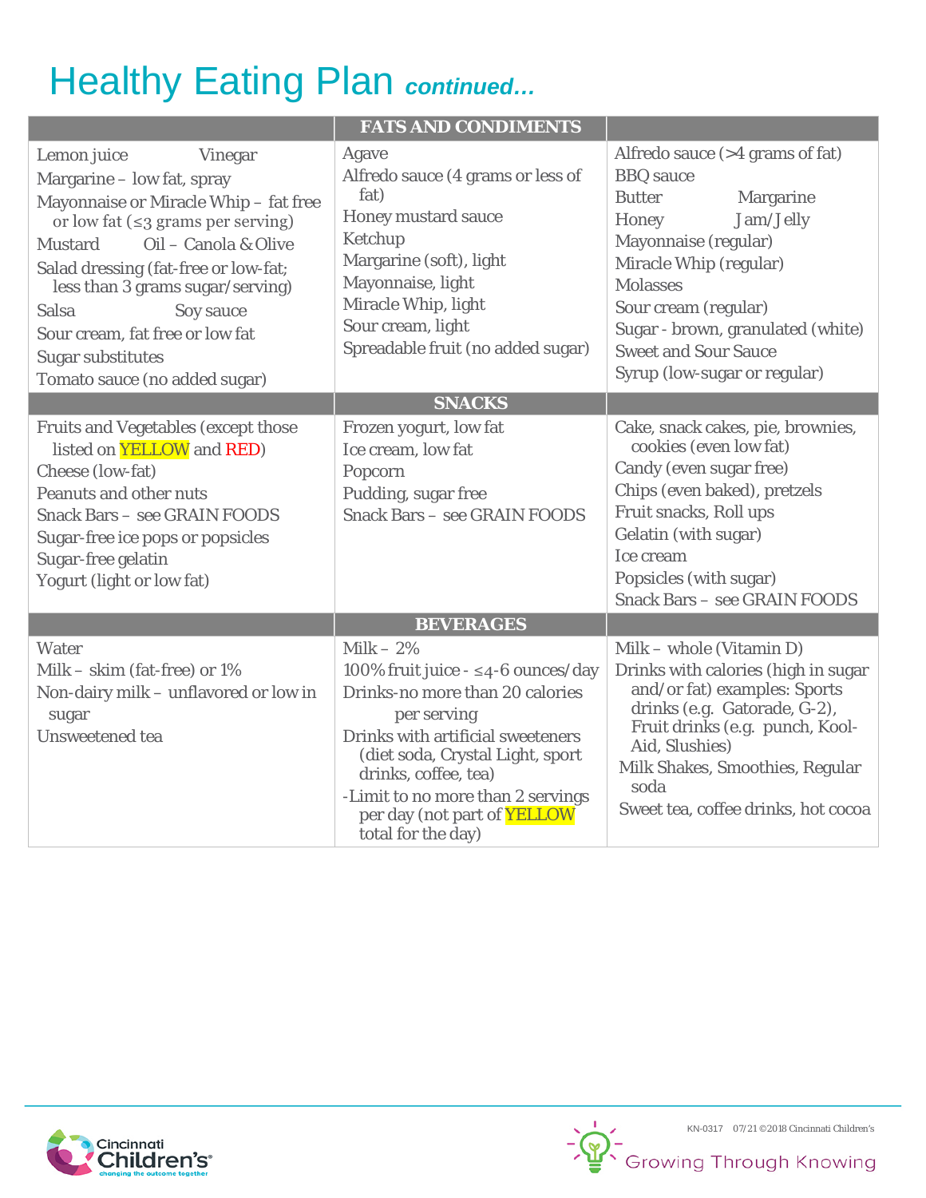# Healthy Eating Plan *continued…*

| | FATS AND CONDIMENTS | |
|---|---|---|
| Lemon juice<br>Vinegar<br>Margarine – low fat, spray<br>Mayonnaise or Miracle Whip – fat free or low fat (≤3 grams per serving)<br>Mustard<br>Oil – Canola & Olive<br>Salad dressing (fat-free or low-fat; less than 3 grams sugar/serving)<br>Salsa<br>Soy sauce<br>Sour cream, fat free or low fat<br>Sugar substitutes<br>Tomato sauce (no added sugar) | Agave<br>Alfredo sauce (4 grams or less of fat)<br>Honey mustard sauce<br>Ketchup<br>Margarine (soft), light<br>Mayonnaise, light<br>Miracle Whip, light<br>Sour cream, light<br>Spreadable fruit (no added sugar) | Alfredo sauce (>4 grams of fat)<br>BBQ sauce<br>Butter<br>Margarine<br>Honey<br>Jam/Jelly<br>Mayonnaise (regular)<br>Miracle Whip (regular)<br>Molasses<br>Sour cream (regular)<br>Sugar - brown, granulated (white)<br>Sweet and Sour Sauce<br>Syrup (low-sugar or regular) |
| | **SNACKS** | |
| Fruits and Vegetables (except those listed on YELLOW and RED)<br>Cheese (low-fat)<br>Peanuts and other nuts<br>Snack Bars – see GRAIN FOODS<br>Sugar-free ice pops or popsicles<br>Sugar-free gelatin<br>Yogurt (light or low fat) | Frozen yogurt, low fat<br>Ice cream, low fat<br>Popcorn<br>Pudding, sugar free<br>Snack Bars – see GRAIN FOODS | Cake, snack cakes, pie, brownies, cookies (even low fat)<br>Candy (even sugar free)<br>Chips (even baked), pretzels<br>Fruit snacks, Roll ups<br>Gelatin (with sugar)<br>Ice cream<br>Popsicles (with sugar)<br>Snack Bars – see GRAIN FOODS |
| | **BEVERAGES** | |
| Water<br>Milk – skim (fat-free) or 1%<br>Non-dairy milk – unflavored or low in sugar<br>Unsweetened tea | Milk – 2%<br>100% fruit juice - ≤4-6 ounces/day<br>Drinks-no more than 20 calories per serving<br>Drinks with artificial sweeteners (diet soda, Crystal Light, sport drinks, coffee, tea)<br>-Limit to no more than 2 servings per day (not part of YELLOW total for the day) | Milk – whole (Vitamin D)<br>Drinks with calories (high in sugar and/or fat) examples: Sports drinks (e.g. Gatorade, G-2), Fruit drinks (e.g. punch, Kool-Aid, Slushies)<br>Milk Shakes, Smoothies, Regular soda<br>Sweet tea, coffee drinks, hot cocoa |

Cincinnati Children's — changing the outcome together

KN-0317 07/21 ©2018 Cincinnati Children's

Growing Through Knowing